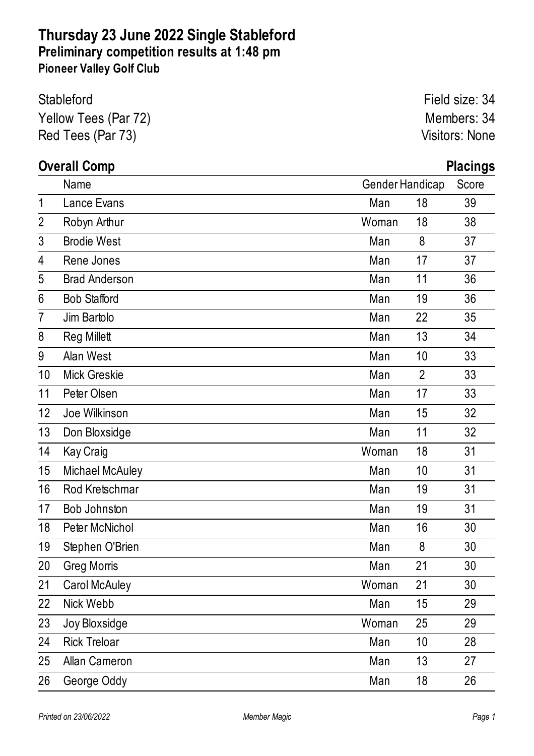# Thursday 23 June 2022 Single Stableford

## Preliminary competition results at 1:48 pm

### Pioneer Valley Golf Club

Stableford
Yellow Tees (Par 72)
Red Tees (Par 73)

Field size: 34
Members: 34
Visitors: None

**Overall Comp** **Placings**

| | Name | Gender | Handicap | Score |
|---|---|---|---|---|
| 1 | Lance Evans | Man | 18 | 39 |
| 2 | Robyn Arthur | Woman | 18 | 38 |
| 3 | Brodie West | Man | 8 | 37 |
| 4 | Rene Jones | Man | 17 | 37 |
| 5 | Brad Anderson | Man | 11 | 36 |
| 6 | Bob Stafford | Man | 19 | 36 |
| 7 | Jim Bartolo | Man | 22 | 35 |
| 8 | Reg Millett | Man | 13 | 34 |
| 9 | Alan West | Man | 10 | 33 |
| 10 | Mick Greskie | Man | 2 | 33 |
| 11 | Peter Olsen | Man | 17 | 33 |
| 12 | Joe Wilkinson | Man | 15 | 32 |
| 13 | Don Bloxsidge | Man | 11 | 32 |
| 14 | Kay Craig | Woman | 18 | 31 |
| 15 | Michael McAuley | Man | 10 | 31 |
| 16 | Rod Kretschmar | Man | 19 | 31 |
| 17 | Bob Johnston | Man | 19 | 31 |
| 18 | Peter McNichol | Man | 16 | 30 |
| 19 | Stephen O'Brien | Man | 8 | 30 |
| 20 | Greg Morris | Man | 21 | 30 |
| 21 | Carol McAuley | Woman | 21 | 30 |
| 22 | Nick Webb | Man | 15 | 29 |
| 23 | Joy Bloxsidge | Woman | 25 | 29 |
| 24 | Rick Treloar | Man | 10 | 28 |
| 25 | Allan Cameron | Man | 13 | 27 |
| 26 | George Oddy | Man | 18 | 26 |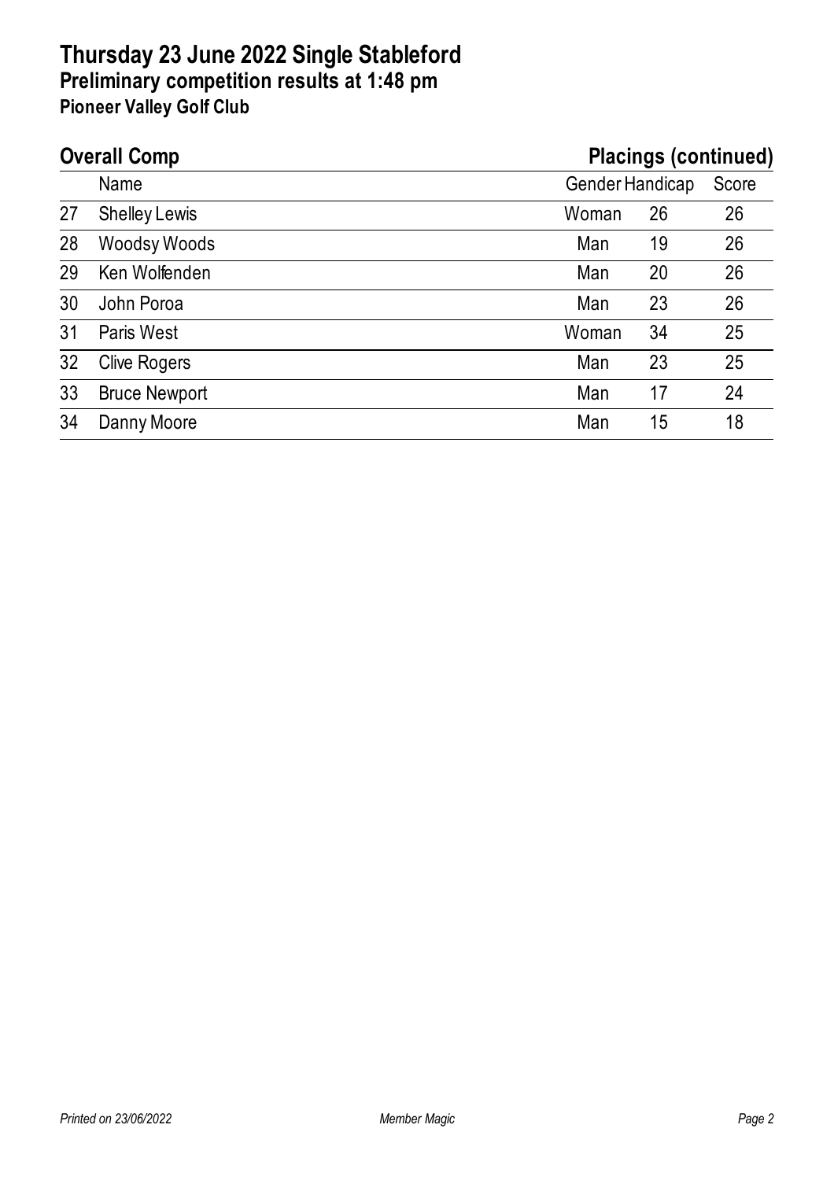# Thursday 23 June 2022 Single Stableford

## Preliminary competition results at 1:48 pm

### Pioneer Valley Golf Club

## Overall Comp — Placings (continued)

| | Name | Gender | Handicap | Score |
|---|---|---|---|---|
| 27 | Shelley Lewis | Woman | 26 | 26 |
| 28 | Woodsy Woods | Man | 19 | 26 |
| 29 | Ken Wolfenden | Man | 20 | 26 |
| 30 | John Poroa | Man | 23 | 26 |
| 31 | Paris West | Woman | 34 | 25 |
| 32 | Clive Rogers | Man | 23 | 25 |
| 33 | Bruce Newport | Man | 17 | 24 |
| 34 | Danny Moore | Man | 15 | 18 |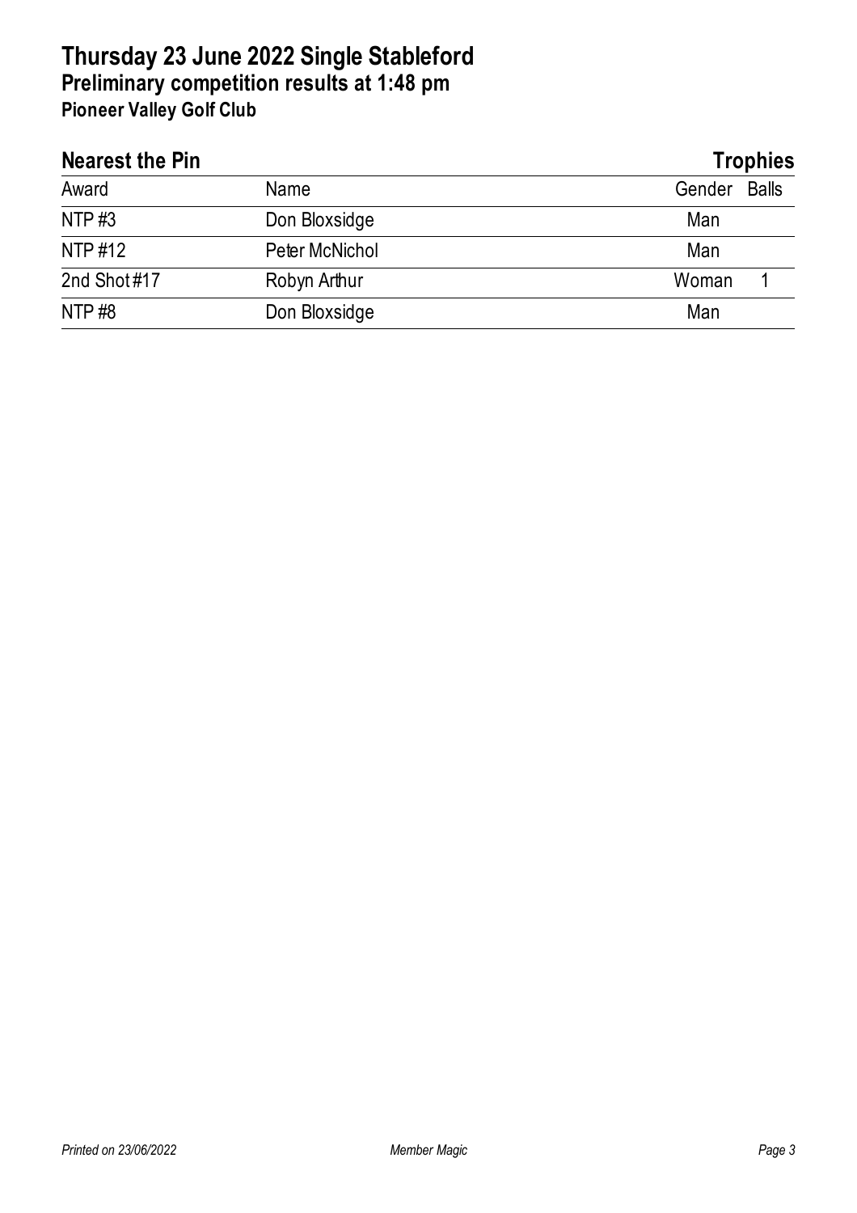# Thursday 23 June 2022 Single Stableford
## Preliminary competition results at 1:48 pm
### Pioneer Valley Golf Club

**Nearest the Pin** — **Trophies**

| Award | Name | Gender | Balls |
|---|---|---|---|
| NTP #3 | Don Bloxsidge | Man | |
| NTP #12 | Peter McNichol | Man | |
| 2nd Shot #17 | Robyn Arthur | Woman | 1 |
| NTP #8 | Don Bloxsidge | Man | |

*Printed on 23/06/2022* *Member Magic*